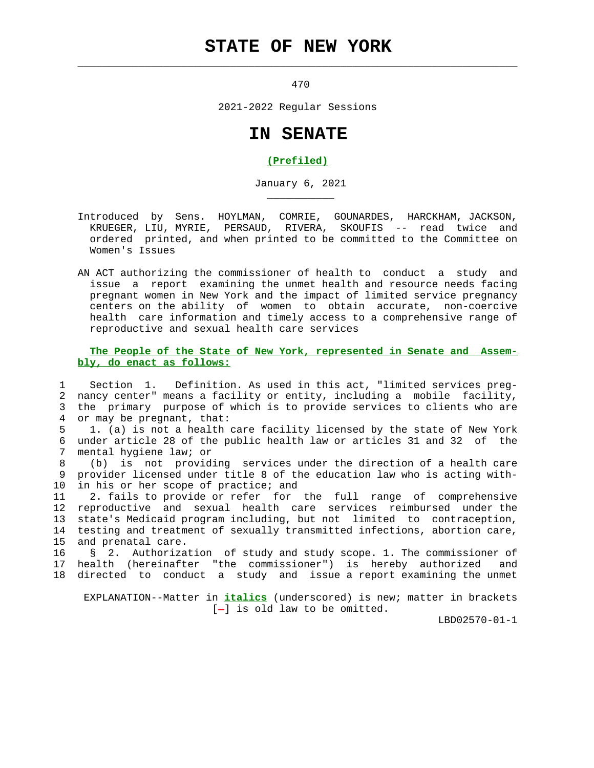# STATE OF NEW YORK

470

2021-2022 Regular Sessions

# IN SENATE

**(Prefiled)**

January 6, 2021

Introduced by Sens. HOYLMAN, COMRIE, GOUNARDES, HARCKHAM, JACKSON, KRUEGER, LIU, MYRIE, PERSAUD, RIVERA, SKOUFIS -- read twice and ordered printed, and when printed to be committed to the Committee on Women's Issues

AN ACT authorizing the commissioner of health to conduct a study and issue a report examining the unmet health and resource needs facing pregnant women in New York and the impact of limited service pregnancy centers on the ability of women to obtain accurate, non-coercive health care information and timely access to a comprehensive range of reproductive and sexual health care services

**The People of the State of New York, represented in Senate and Assembly, do enact as follows:**

Section 1. Definition. As used in this act, "limited services pregnancy center" means a facility or entity, including a mobile facility, the primary purpose of which is to provide services to clients who are or may be pregnant, that:

1. (a) is not a health care facility licensed by the state of New York under article 28 of the public health law or articles 31 and 32 of the mental hygiene law; or

(b) is not providing services under the direction of a health care provider licensed under title 8 of the education law who is acting within his or her scope of practice; and

2. fails to provide or refer for the full range of comprehensive reproductive and sexual health care services reimbursed under the state's Medicaid program including, but not limited to contraception, testing and treatment of sexually transmitted infections, abortion care, and prenatal care.

§ 2. Authorization of study and study scope. 1. The commissioner of health (hereinafter "the commissioner") is hereby authorized and directed to conduct a study and issue a report examining the unmet

EXPLANATION--Matter in ***italics*** (underscored) is new; matter in brackets [-] is old law to be omitted.

LBD02570-01-1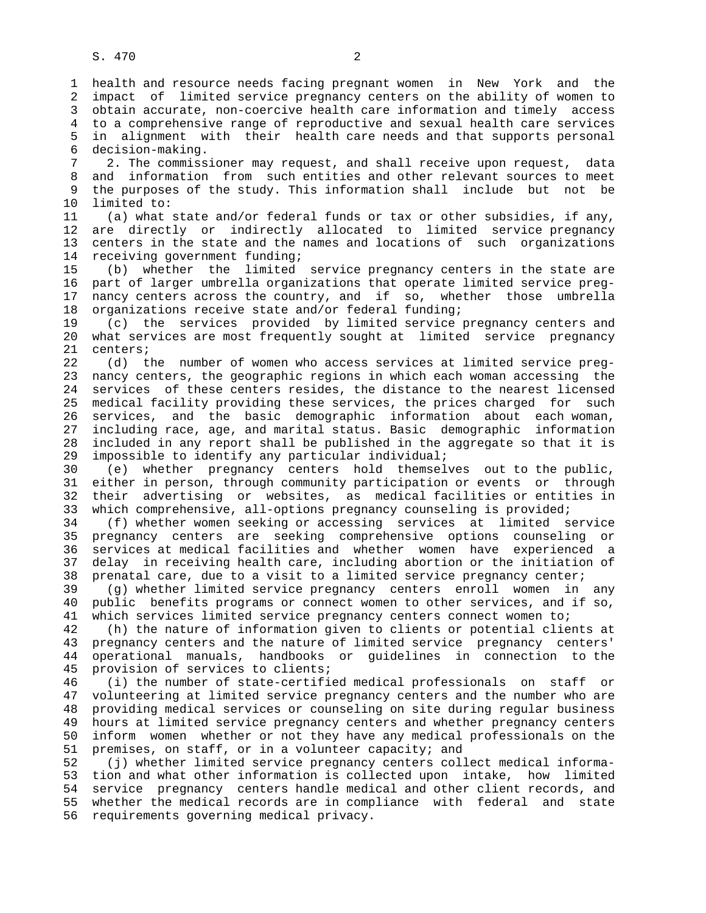health and resource needs facing pregnant women in New York and the impact of limited service pregnancy centers on the ability of women to obtain accurate, non-coercive health care information and timely access to a comprehensive range of reproductive and sexual health care services in alignment with their health care needs and that supports personal decision-making.

2. The commissioner may request, and shall receive upon request, data and information from such entities and other relevant sources to meet the purposes of the study. This information shall include but not be limited to:

(a) what state and/or federal funds or tax or other subsidies, if any, are directly or indirectly allocated to limited service pregnancy centers in the state and the names and locations of such organizations receiving government funding;

(b) whether the limited service pregnancy centers in the state are part of larger umbrella organizations that operate limited service pregnancy centers across the country, and if so, whether those umbrella organizations receive state and/or federal funding;

(c) the services provided by limited service pregnancy centers and what services are most frequently sought at limited service pregnancy centers;

(d) the number of women who access services at limited service pregnancy centers, the geographic regions in which each woman accessing the services of these centers resides, the distance to the nearest licensed medical facility providing these services, the prices charged for such services, and the basic demographic information about each woman, including race, age, and marital status. Basic demographic information included in any report shall be published in the aggregate so that it is impossible to identify any particular individual;

(e) whether pregnancy centers hold themselves out to the public, either in person, through community participation or events or through their advertising or websites, as medical facilities or entities in which comprehensive, all-options pregnancy counseling is provided;

(f) whether women seeking or accessing services at limited service pregnancy centers are seeking comprehensive options counseling or services at medical facilities and whether women have experienced a delay in receiving health care, including abortion or the initiation of prenatal care, due to a visit to a limited service pregnancy center;

(g) whether limited service pregnancy centers enroll women in any public benefits programs or connect women to other services, and if so, which services limited service pregnancy centers connect women to;

(h) the nature of information given to clients or potential clients at pregnancy centers and the nature of limited service pregnancy centers' operational manuals, handbooks or guidelines in connection to the provision of services to clients;

(i) the number of state-certified medical professionals on staff or volunteering at limited service pregnancy centers and the number who are providing medical services or counseling on site during regular business hours at limited service pregnancy centers and whether pregnancy centers inform women whether or not they have any medical professionals on the premises, on staff, or in a volunteer capacity; and

(j) whether limited service pregnancy centers collect medical information and what other information is collected upon intake, how limited service pregnancy centers handle medical and other client records, and whether the medical records are in compliance with federal and state requirements governing medical privacy.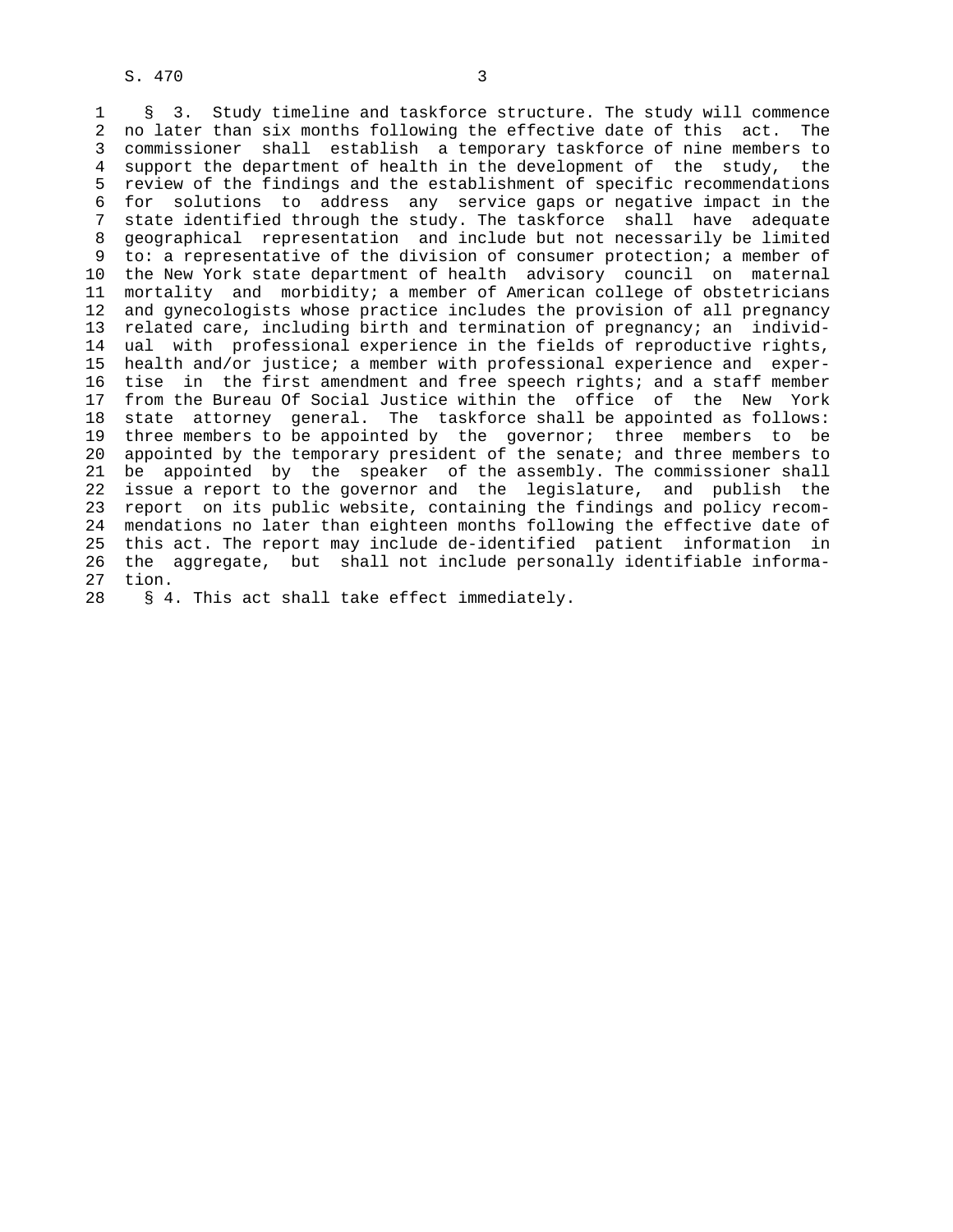§ 3. Study timeline and taskforce structure. The study will commence no later than six months following the effective date of this act. The commissioner shall establish a temporary taskforce of nine members to support the department of health in the development of the study, the review of the findings and the establishment of specific recommendations for solutions to address any service gaps or negative impact in the state identified through the study. The taskforce shall have adequate geographical representation and include but not necessarily be limited to: a representative of the division of consumer protection; a member of the New York state department of health advisory council on maternal mortality and morbidity; a member of American college of obstetricians and gynecologists whose practice includes the provision of all pregnancy related care, including birth and termination of pregnancy; an individual with professional experience in the fields of reproductive rights, health and/or justice; a member with professional experience and expertise in the first amendment and free speech rights; and a staff member from the Bureau Of Social Justice within the office of the New York state attorney general. The taskforce shall be appointed as follows: three members to be appointed by the governor; three members to be appointed by the temporary president of the senate; and three members to be appointed by the speaker of the assembly. The commissioner shall issue a report to the governor and the legislature, and publish the report on its public website, containing the findings and policy recommendations no later than eighteen months following the effective date of this act. The report may include de-identified patient information in the aggregate, but shall not include personally identifiable information.

§ 4. This act shall take effect immediately.